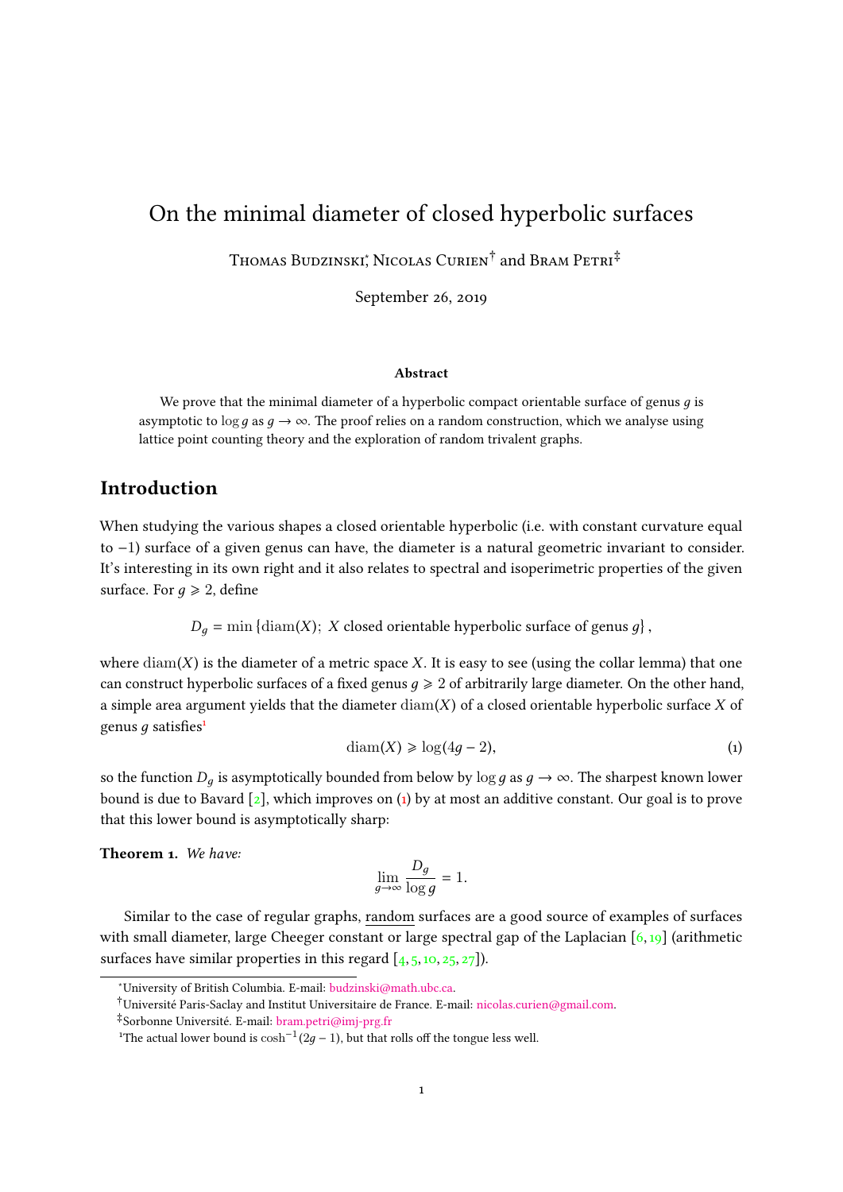# On the minimal diameter of closed hyperbolic surfaces

Thomas Budzinski[*], Nicolas Curien[†] and Bram Petri[‡]

September 26, 2019

### Abstract

We prove that the minimal diameter of a hyperbolic compact orientable surface of genus $g$ is asymptotic to $\log g$ as $g \to \infty$. The proof relies on a random construction, which we analyse using lattice point counting theory and the exploration of random trivalent graphs.

## Introduction

When studying the various shapes a closed orientable hyperbolic (i.e. with constant curvature equal to $-1$) surface of a given genus can have, the diameter is a natural geometric invariant to consider. It's interesting in its own right and it also relates to spectral and isoperimetric properties of the given surface. For $g \geqslant 2$, define

$$D_g = \min \{\mathrm{diam}(X);\ X \text{ closed orientable hyperbolic surface of genus } g\},$$

where $\mathrm{diam}(X)$ is the diameter of a metric space $X$. It is easy to see (using the collar lemma) that one can construct hyperbolic surfaces of a fixed genus $g \geqslant 2$ of arbitrarily large diameter. On the other hand, a simple area argument yields that the diameter $\mathrm{diam}(X)$ of a closed orientable hyperbolic surface $X$ of genus $g$ satisfies[1]

$$\mathrm{diam}(X) \geqslant \log(4g - 2), \tag{1}$$

so the function $D_g$ is asymptotically bounded from below by $\log g$ as $g \to \infty$. The sharpest known lower bound is due to Bavard [2], which improves on (1) by at most an additive constant. Our goal is to prove that this lower bound is asymptotically sharp:

**Theorem 1.** *We have:*

$$\lim_{g \to \infty} \frac{D_g}{\log g} = 1.$$

Similar to the case of regular graphs, random surfaces are a good source of examples of surfaces with small diameter, large Cheeger constant or large spectral gap of the Laplacian [6, 19] (arithmetic surfaces have similar properties in this regard [4, 5, 10, 25, 27]).

---

[*] University of British Columbia. E-mail: budzinski@math.ubc.ca.

[†] Université Paris-Saclay and Institut Universitaire de France. E-mail: nicolas.curien@gmail.com.

[‡] Sorbonne Université. E-mail: bram.petri@imj-prg.fr

[1] The actual lower bound is $\cosh^{-1}(2g - 1)$, but that rolls off the tongue less well.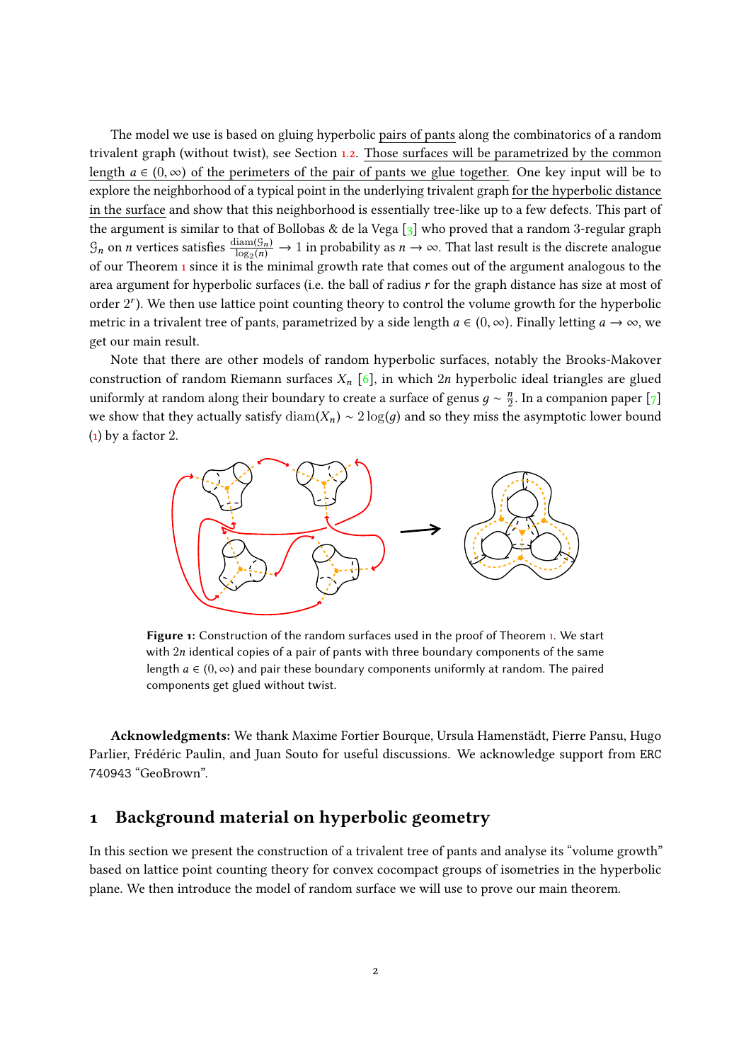The model we use is based on gluing hyperbolic pairs of pants along the combinatorics of a random trivalent graph (without twist), see Section 1.2. Those surfaces will be parametrized by the common length $a \in (0, \infty)$ of the perimeters of the pair of pants we glue together. One key input will be to explore the neighborhood of a typical point in the underlying trivalent graph for the hyperbolic distance in the surface and show that this neighborhood is essentially tree-like up to a few defects. This part of the argument is similar to that of Bollobas & de la Vega [3] who proved that a random 3-regular graph $\mathcal{G}_n$ on $n$ vertices satisfies $\frac{\mathrm{diam}(\mathcal{G}_n)}{\log_2(n)} \to 1$ in probability as $n \to \infty$. That last result is the discrete analogue of our Theorem 1 since it is the minimal growth rate that comes out of the argument analogous to the area argument for hyperbolic surfaces (i.e. the ball of radius $r$ for the graph distance has size at most of order $2^r$). We then use lattice point counting theory to control the volume growth for the hyperbolic metric in a trivalent tree of pants, parametrized by a side length $a \in (0, \infty)$. Finally letting $a \to \infty$, we get our main result.

Note that there are other models of random hyperbolic surfaces, notably the Brooks-Makover construction of random Riemann surfaces $X_n$ [6], in which $2n$ hyperbolic ideal triangles are glued uniformly at random along their boundary to create a surface of genus $g \sim \frac{n}{2}$. In a companion paper [7] we show that they actually satisfy $\mathrm{diam}(X_n) \sim 2\log(g)$ and so they miss the asymptotic lower bound (1) by a factor 2.

**Figure 1:** Construction of the random surfaces used in the proof of Theorem 1. We start with $2n$ identical copies of a pair of pants with three boundary components of the same length $a \in (0, \infty)$ and pair these boundary components uniformly at random. The paired components get glued without twist.

**Acknowledgments:** We thank Maxime Fortier Bourque, Ursula Hamenstädt, Pierre Pansu, Hugo Parlier, Frédéric Paulin, and Juan Souto for useful discussions. We acknowledge support from ERC 740943 "GeoBrown".

# 1 Background material on hyperbolic geometry

In this section we present the construction of a trivalent tree of pants and analyse its "volume growth" based on lattice point counting theory for convex cocompact groups of isometries in the hyperbolic plane. We then introduce the model of random surface we will use to prove our main theorem.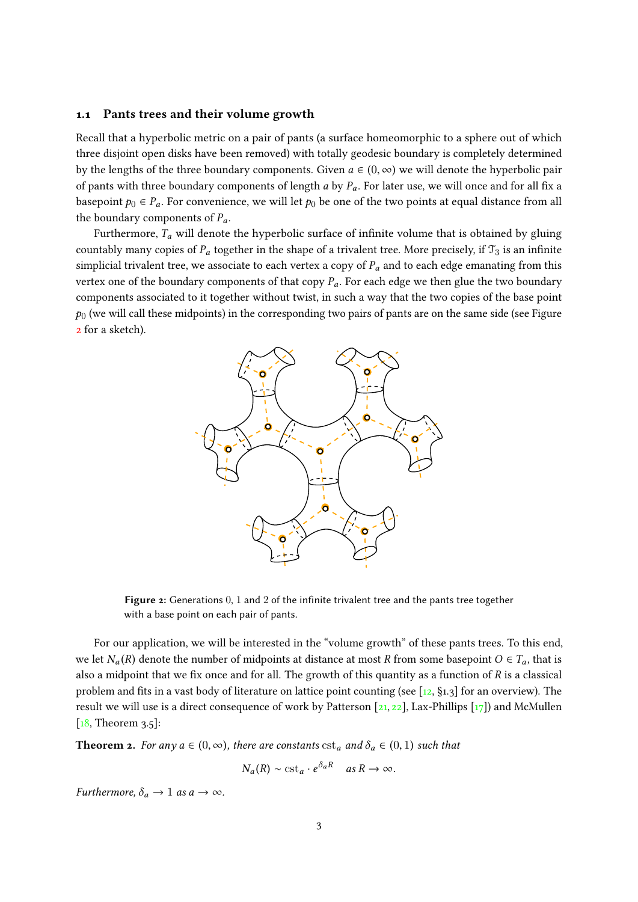## 1.1 Pants trees and their volume growth

Recall that a hyperbolic metric on a pair of pants (a surface homeomorphic to a sphere out of which three disjoint open disks have been removed) with totally geodesic boundary is completely determined by the lengths of the three boundary components. Given $a \in (0, \infty)$ we will denote the hyperbolic pair of pants with three boundary components of length $a$ by $P_a$. For later use, we will once and for all fix a basepoint $p_0 \in P_a$. For convenience, we will let $p_0$ be one of the two points at equal distance from all the boundary components of $P_a$.

Furthermore, $T_a$ will denote the hyperbolic surface of infinite volume that is obtained by gluing countably many copies of $P_a$ together in the shape of a trivalent tree. More precisely, if $\mathcal{T}_3$ is an infinite simplicial trivalent tree, we associate to each vertex a copy of $P_a$ and to each edge emanating from this vertex one of the boundary components of that copy $P_a$. For each edge we then glue the two boundary components associated to it together without twist, in such a way that the two copies of the base point $p_0$ (we will call these midpoints) in the corresponding two pairs of pants are on the same side (see Figure 2 for a sketch).

**Figure 2:** Generations 0, 1 and 2 of the infinite trivalent tree and the pants tree together with a base point on each pair of pants.

For our application, we will be interested in the "volume growth" of these pants trees. To this end, we let $N_a(R)$ denote the number of midpoints at distance at most $R$ from some basepoint $O \in T_a$, that is also a midpoint that we fix once and for all. The growth of this quantity as a function of $R$ is a classical problem and fits in a vast body of literature on lattice point counting (see [12, §1.3] for an overview). The result we will use is a direct consequence of work by Patterson [21, 22], Lax-Phillips [17]) and McMullen [18, Theorem 3.5]:

**Theorem 2.** *For any $a \in (0, \infty)$, there are constants $\mathrm{cst}_a$ and $\delta_a \in (0, 1)$ such that*

$$N_a(R) \sim \mathrm{cst}_a \cdot e^{\delta_a R} \quad \text{as } R \to \infty.$$

*Furthermore, $\delta_a \to 1$ as $a \to \infty$.*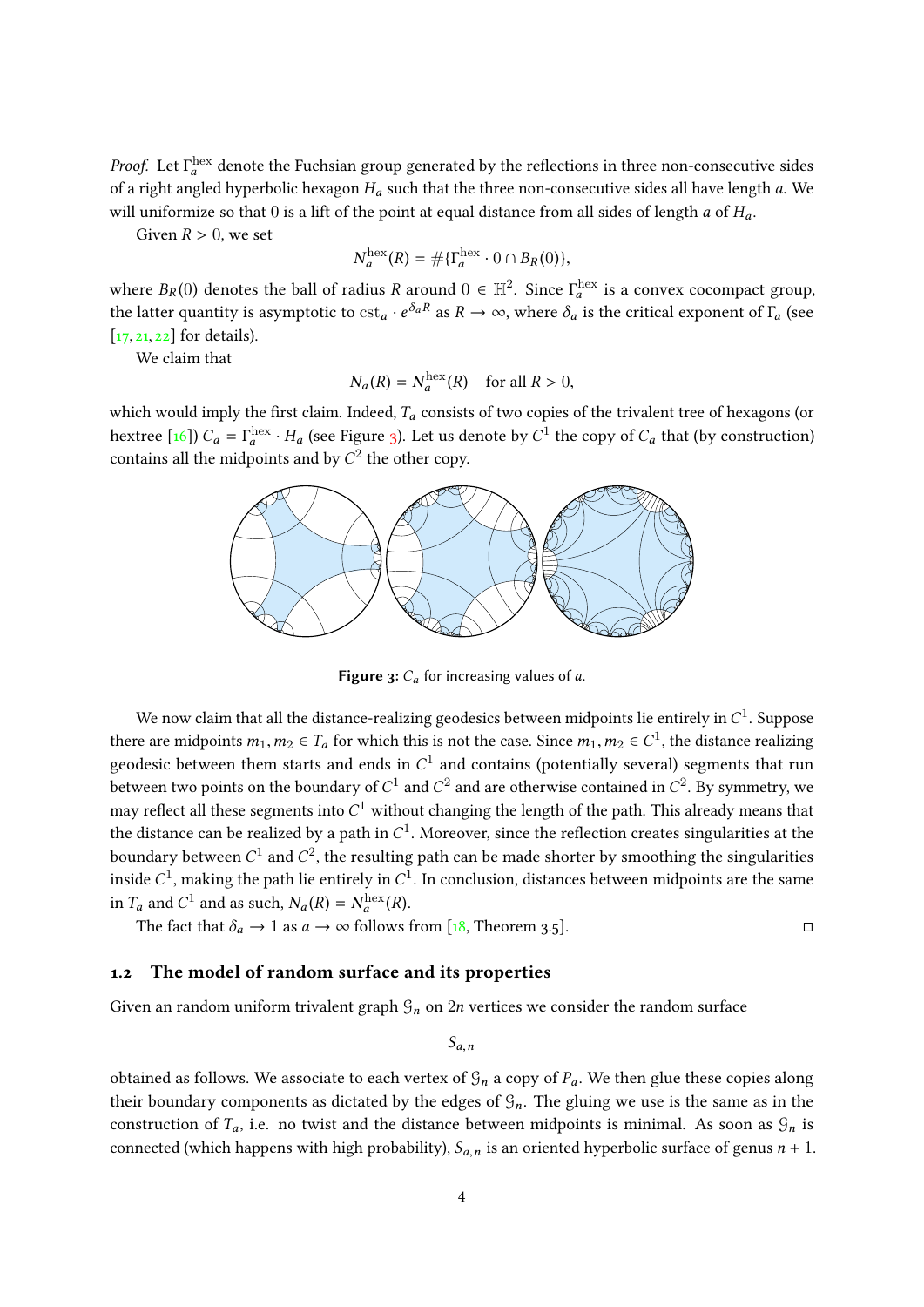*Proof.* Let $\Gamma_a^{\mathrm{hex}}$ denote the Fuchsian group generated by the reflections in three non-consecutive sides of a right angled hyperbolic hexagon $H_a$ such that the three non-consecutive sides all have length $a$. We will uniformize so that 0 is a lift of the point at equal distance from all sides of length $a$ of $H_a$.

Given $R > 0$, we set

$$N_a^{\mathrm{hex}}(R) = \#\{\Gamma_a^{\mathrm{hex}} \cdot 0 \cap B_R(0)\},$$

where $B_R(0)$ denotes the ball of radius $R$ around $0 \in \mathbb{H}^2$. Since $\Gamma_a^{\mathrm{hex}}$ is a convex cocompact group, the latter quantity is asymptotic to $\mathrm{cst}_a \cdot e^{\delta_a R}$ as $R \to \infty$, where $\delta_a$ is the critical exponent of $\Gamma_a$ (see [17, 21, 22] for details).

We claim that

$$N_a(R) = N_a^{\mathrm{hex}}(R) \quad \text{for all } R > 0,$$

which would imply the first claim. Indeed, $T_a$ consists of two copies of the trivalent tree of hexagons (or hextree [16]) $C_a = \Gamma_a^{\mathrm{hex}} \cdot H_a$ (see Figure 3). Let us denote by $C^1$ the copy of $C_a$ that (by construction) contains all the midpoints and by $C^2$ the other copy.

**Figure 3:** $C_a$ for increasing values of $a$.

We now claim that all the distance-realizing geodesics between midpoints lie entirely in $C^1$. Suppose there are midpoints $m_1, m_2 \in T_a$ for which this is not the case. Since $m_1, m_2 \in C^1$, the distance realizing geodesic between them starts and ends in $C^1$ and contains (potentially several) segments that run between two points on the boundary of $C^1$ and $C^2$ and are otherwise contained in $C^2$. By symmetry, we may reflect all these segments into $C^1$ without changing the length of the path. This already means that the distance can be realized by a path in $C^1$. Moreover, since the reflection creates singularities at the boundary between $C^1$ and $C^2$, the resulting path can be made shorter by smoothing the singularities inside $C^1$, making the path lie entirely in $C^1$. In conclusion, distances between midpoints are the same in $T_a$ and $C^1$ and as such, $N_a(R) = N_a^{\mathrm{hex}}(R)$.

The fact that $\delta_a \to 1$ as $a \to \infty$ follows from [18, Theorem 3.5]. □

## 1.2 The model of random surface and its properties

Given an random uniform trivalent graph $\mathcal{G}_n$ on $2n$ vertices we consider the random surface

$$S_{a,n}$$

obtained as follows. We associate to each vertex of $\mathcal{G}_n$ a copy of $P_a$. We then glue these copies along their boundary components as dictated by the edges of $\mathcal{G}_n$. The gluing we use is the same as in the construction of $T_a$, i.e. no twist and the distance between midpoints is minimal. As soon as $\mathcal{G}_n$ is connected (which happens with high probability), $S_{a,n}$ is an oriented hyperbolic surface of genus $n + 1$.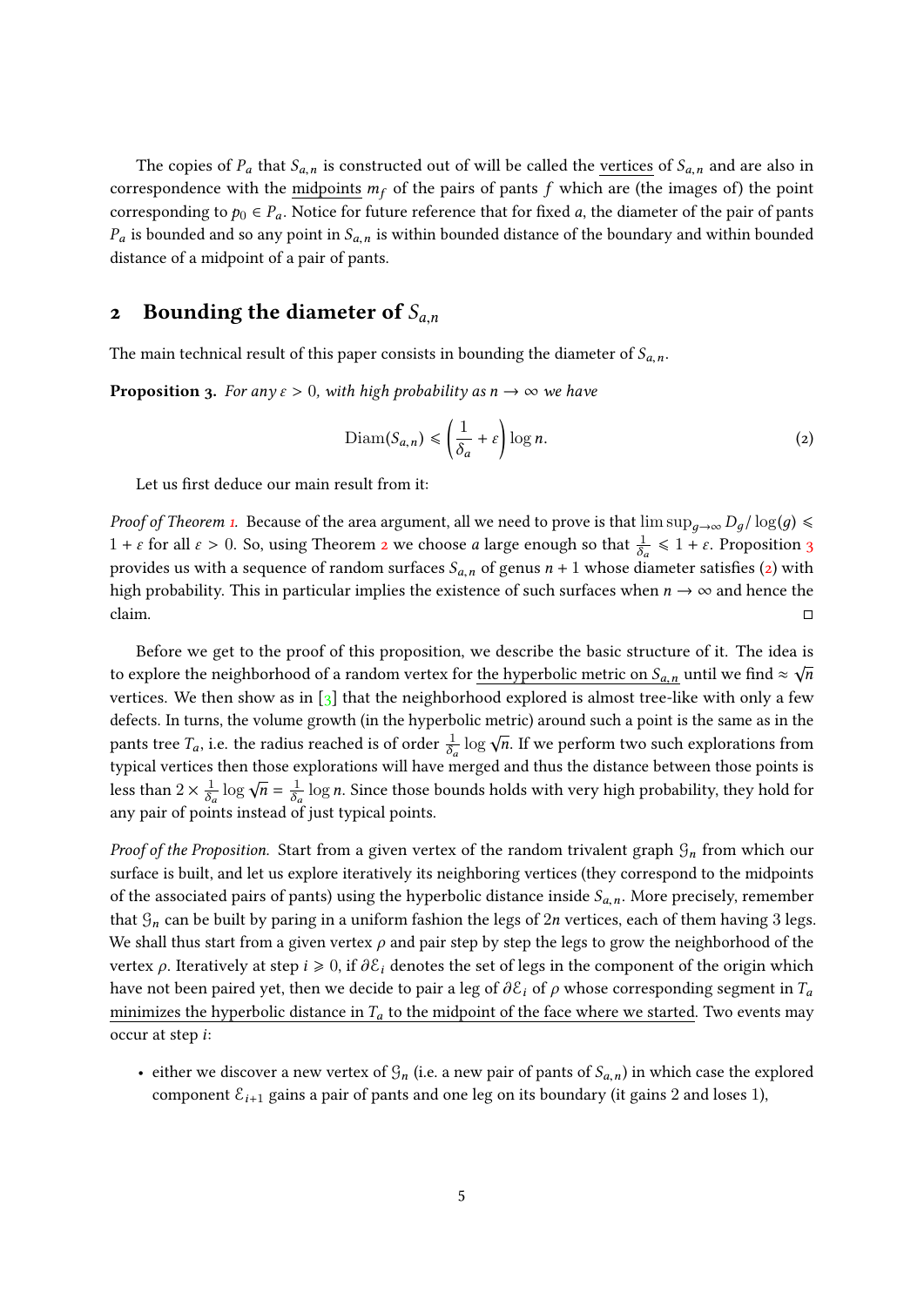The copies of $P_a$ that $S_{a,n}$ is constructed out of will be called the vertices of $S_{a,n}$ and are also in correspondence with the midpoints $m_f$ of the pairs of pants $f$ which are (the images of) the point corresponding to $p_0 \in P_a$. Notice for future reference that for fixed $a$, the diameter of the pair of pants $P_a$ is bounded and so any point in $S_{a,n}$ is within bounded distance of the boundary and within bounded distance of a midpoint of a pair of pants.

## 2 Bounding the diameter of $S_{a,n}$

The main technical result of this paper consists in bounding the diameter of $S_{a,n}$.

**Proposition 3.** *For any $\varepsilon > 0$, with high probability as $n \to \infty$ we have*

$$\mathrm{Diam}(S_{a,n}) \leqslant \left(\frac{1}{\delta_a} + \varepsilon\right) \log n. \tag{2}$$

Let us first deduce our main result from it:

*Proof of Theorem 1.* Because of the area argument, all we need to prove is that $\limsup_{g\to\infty} D_g/\log(g) \leqslant 1 + \varepsilon$ for all $\varepsilon > 0$. So, using Theorem 2 we choose $a$ large enough so that $\frac{1}{\delta_a} \leqslant 1 + \varepsilon$. Proposition 3 provides us with a sequence of random surfaces $S_{a,n}$ of genus $n+1$ whose diameter satisfies (2) with high probability. This in particular implies the existence of such surfaces when $n \to \infty$ and hence the claim. □

Before we get to the proof of this proposition, we describe the basic structure of it. The idea is to explore the neighborhood of a random vertex for the hyperbolic metric on $S_{a,n}$ until we find $\approx \sqrt{n}$ vertices. We then show as in [3] that the neighborhood explored is almost tree-like with only a few defects. In turns, the volume growth (in the hyperbolic metric) around such a point is the same as in the pants tree $T_a$, i.e. the radius reached is of order $\frac{1}{\delta_a} \log \sqrt{n}$. If we perform two such explorations from typical vertices then those explorations will have merged and thus the distance between those points is less than $2 \times \frac{1}{\delta_a} \log \sqrt{n} = \frac{1}{\delta_a} \log n$. Since those bounds holds with very high probability, they hold for any pair of points instead of just typical points.

*Proof of the Proposition.* Start from a given vertex of the random trivalent graph $\mathcal{G}_n$ from which our surface is built, and let us explore iteratively its neighboring vertices (they correspond to the midpoints of the associated pairs of pants) using the hyperbolic distance inside $S_{a,n}$. More precisely, remember that $\mathcal{G}_n$ can be built by paring in a uniform fashion the legs of $2n$ vertices, each of them having 3 legs. We shall thus start from a given vertex $\rho$ and pair step by step the legs to grow the neighborhood of the vertex $\rho$. Iteratively at step $i \geqslant 0$, if $\partial\mathcal{E}_i$ denotes the set of legs in the component of the origin which have not been paired yet, then we decide to pair a leg of $\partial\mathcal{E}_i$ of $\rho$ whose corresponding segment in $T_a$ minimizes the hyperbolic distance in $T_a$ to the midpoint of the face where we started. Two events may occur at step $i$:

- either we discover a new vertex of $\mathcal{G}_n$ (i.e. a new pair of pants of $S_{a,n}$) in which case the explored component $\mathcal{E}_{i+1}$ gains a pair of pants and one leg on its boundary (it gains 2 and loses 1),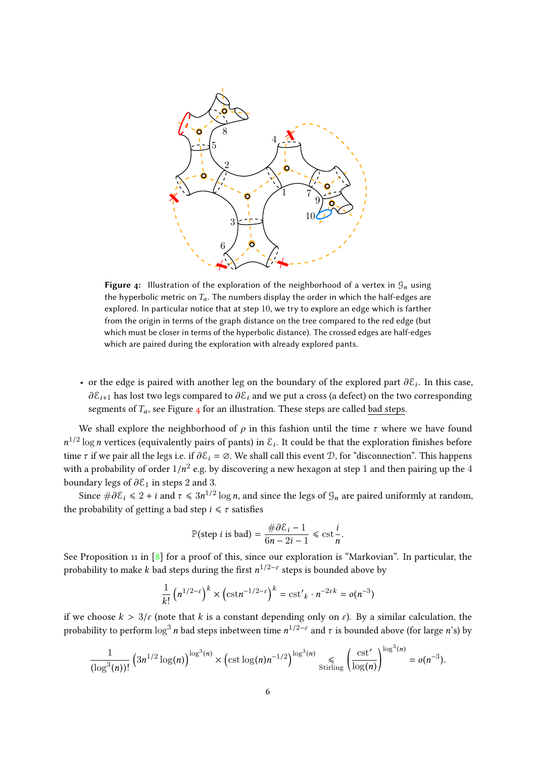**Figure 4:** Illustration of the exploration of the neighborhood of a vertex in $\mathcal{G}_n$ using the hyperbolic metric on $T_a$. The numbers display the order in which the half-edges are explored. In particular notice that at step 10, we try to explore an edge which is farther from the origin in terms of the graph distance on the tree compared to the red edge (but which must be closer in terms of the hyperbolic distance). The crossed edges are half-edges which are paired during the exploration with already explored pants.

- or the edge is paired with another leg on the boundary of the explored part $\partial\mathcal{E}_i$. In this case, $\partial\mathcal{E}_{i+1}$ has lost two legs compared to $\partial\mathcal{E}_i$ and we put a cross (a defect) on the two corresponding segments of $T_a$, see Figure 4 for an illustration. These steps are called bad steps.

We shall explore the neighborhood of $\rho$ in this fashion until the time $\tau$ where we have found $n^{1/2}\log n$ vertices (equivalently pairs of pants) in $\mathcal{E}_i$. It could be that the exploration finishes before time $\tau$ if we pair all the legs i.e. if $\partial\mathcal{E}_i = \varnothing$. We shall call this event $\mathcal{D}$, for "disconnection". This happens with a probability of order $1/n^2$ e.g. by discovering a new hexagon at step 1 and then pairing up the 4 boundary legs of $\partial\mathcal{E}_1$ in steps 2 and 3.

Since $\#\partial\mathcal{E}_i \leqslant 2+i$ and $\tau \leqslant 3n^{1/2}\log n$, and since the legs of $\mathcal{G}_n$ are paired uniformly at random, the probability of getting a bad step $i \leqslant \tau$ satisfies

$$\mathbb{P}(\text{step } i \text{ is bad}) = \frac{\#\partial\mathcal{E}_i - 1}{6n-2i-1} \leqslant \text{cst}\,\frac{i}{n}.$$

See Proposition 11 in [8] for a proof of this, since our exploration is "Markovian". In particular, the probability to make $k$ bad steps during the first $n^{1/2-\varepsilon}$ steps is bounded above by

$$\frac{1}{k!}\left(n^{1/2-\varepsilon}\right)^k \times \left(\text{cst} n^{-1/2-\varepsilon}\right)^k = \text{cst}'_k \cdot n^{-2\varepsilon k} = o(n^{-3})$$

if we choose $k > 3/\varepsilon$ (note that $k$ is a constant depending only on $\varepsilon$). By a similar calculation, the probability to perform $\log^3 n$ bad steps inbetween time $n^{1/2-\varepsilon}$ and $\tau$ is bounded above (for large $n$'s) by

$$\frac{1}{(\log^3(n))!}\left(3n^{1/2}\log(n)\right)^{\log^3(n)} \times \left(\text{cst}\log(n)n^{-1/2}\right)^{\log^3(n)} \underset{\text{Stirling}}{\leqslant} \left(\frac{\text{cst}'}{\log(n)}\right)^{\log^3(n)} = o(n^{-3}).$$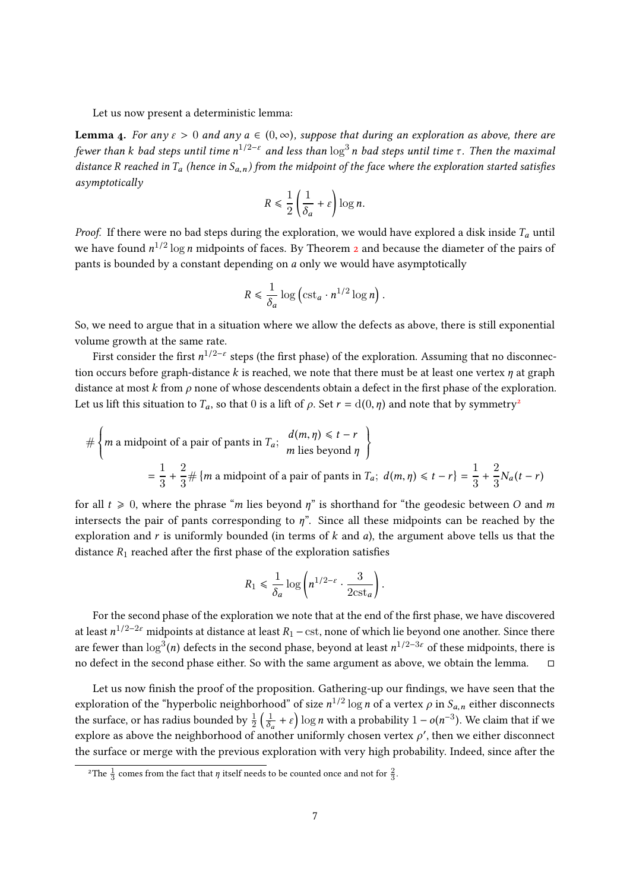Let us now present a deterministic lemma:

**Lemma 4.** *For any $\varepsilon > 0$ and any $a \in (0, \infty)$, suppose that during an exploration as above, there are fewer than $k$ bad steps until time $n^{1/2-\varepsilon}$ and less than $\log^3 n$ bad steps until time $\tau$. Then the maximal distance $R$ reached in $T_a$ (hence in $S_{a,n}$) from the midpoint of the face where the exploration started satisfies asymptotically*

$$R \leqslant \frac{1}{2}\left(\frac{1}{\delta_a} + \varepsilon\right)\log n.$$

*Proof.* If there were no bad steps during the exploration, we would have explored a disk inside $T_a$ until we have found $n^{1/2}\log n$ midpoints of faces. By Theorem 2 and because the diameter of the pairs of pants is bounded by a constant depending on $a$ only we would have asymptotically

$$R \leqslant \frac{1}{\delta_a}\log\left(\mathrm{cst}_a \cdot n^{1/2}\log n\right).$$

So, we need to argue that in a situation where we allow the defects as above, there is still exponential volume growth at the same rate.

First consider the first $n^{1/2-\varepsilon}$ steps (the first phase) of the exploration. Assuming that no disconnection occurs before graph-distance $k$ is reached, we note that there must be at least one vertex $\eta$ at graph distance at most $k$ from $\rho$ none of whose descendents obtain a defect in the first phase of the exploration. Let us lift this situation to $T_a$, so that 0 is a lift of $\rho$. Set $r = \mathrm{d}(0,\eta)$ and note that by symmetry[2]

$$\#\left\{m \text{ a midpoint of a pair of pants in } T_a;\ \begin{array}{c} d(m,\eta) \leqslant t-r \\ m \text{ lies beyond } \eta \end{array}\right\}$$
$$= \frac{1}{3} + \frac{2}{3}\#\left\{m \text{ a midpoint of a pair of pants in } T_a;\ d(m,\eta) \leqslant t-r\right\} = \frac{1}{3} + \frac{2}{3}N_a(t-r)$$

for all $t \geqslant 0$, where the phrase "$m$ lies beyond $\eta$" is shorthand for "the geodesic between $O$ and $m$ intersects the pair of pants corresponding to $\eta$". Since all these midpoints can be reached by the exploration and $r$ is uniformly bounded (in terms of $k$ and $a$), the argument above tells us that the distance $R_1$ reached after the first phase of the exploration satisfies

$$R_1 \leqslant \frac{1}{\delta_a}\log\left(n^{1/2-\varepsilon} \cdot \frac{3}{2\mathrm{cst}_a}\right).$$

For the second phase of the exploration we note that at the end of the first phase, we have discovered at least $n^{1/2-2\varepsilon}$ midpoints at distance at least $R_1 - \mathrm{cst}$, none of which lie beyond one another. Since there are fewer than $\log^3(n)$ defects in the second phase, beyond at least $n^{1/2-3\varepsilon}$ of these midpoints, there is no defect in the second phase either. So with the same argument as above, we obtain the lemma. □

Let us now finish the proof of the proposition. Gathering-up our findings, we have seen that the exploration of the "hyperbolic neighborhood" of size $n^{1/2}\log n$ of a vertex $\rho$ in $S_{a,n}$ either disconnects the surface, or has radius bounded by $\frac{1}{2}\left(\frac{1}{\delta_a} + \varepsilon\right)\log n$ with a probability $1 - o(n^{-3})$. We claim that if we explore as above the neighborhood of another uniformly chosen vertex $\rho'$, then we either disconnect the surface or merge with the previous exploration with very high probability. Indeed, since after the

[2] The $\frac{1}{3}$ comes from the fact that $\eta$ itself needs to be counted once and not for $\frac{2}{3}$.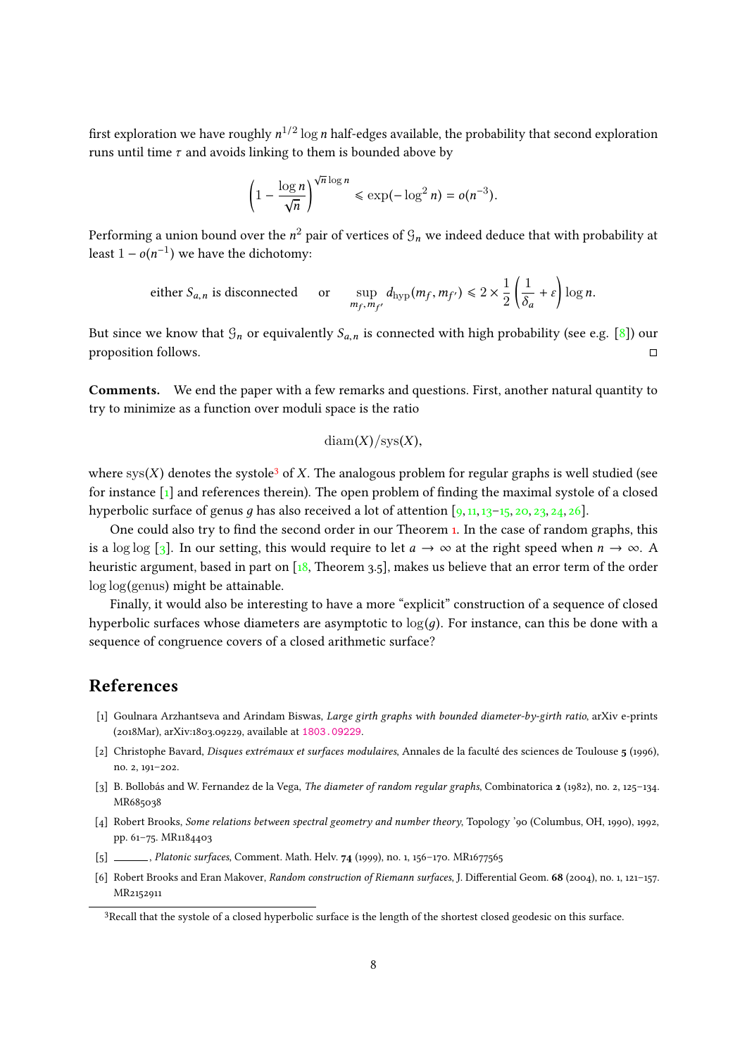first exploration we have roughly $n^{1/2} \log n$ half-edges available, the probability that second exploration runs until time $\tau$ and avoids linking to them is bounded above by

$$\left(1 - \frac{\log n}{\sqrt{n}}\right)^{\sqrt{n}\log n} \leqslant \exp(-\log^2 n) = o(n^{-3}).$$

Performing a union bound over the $n^2$ pair of vertices of $\mathcal{G}_n$ we indeed deduce that with probability at least $1 - o(n^{-1})$ we have the dichotomy:

$$\text{either } S_{a,n} \text{ is disconnected} \qquad \text{or} \qquad \sup_{m_f, m_{f'}} d_{\text{hyp}}(m_f, m_{f'}) \leqslant 2 \times \frac{1}{2}\left(\frac{1}{\delta_a} + \varepsilon\right) \log n.$$

But since we know that $\mathcal{G}_n$ or equivalently $S_{a,n}$ is connected with high probability (see e.g. [8]) our proposition follows. □

**Comments.** We end the paper with a few remarks and questions. First, another natural quantity to try to minimize as a function over moduli space is the ratio

$$\text{diam}(X)/\text{sys}(X),$$

where $\text{sys}(X)$ denotes the systole[3] of $X$. The analogous problem for regular graphs is well studied (see for instance [1] and references therein). The open problem of finding the maximal systole of a closed hyperbolic surface of genus $g$ has also received a lot of attention [9, 11, 13–15, 20, 23, 24, 26].

One could also try to find the second order in our Theorem 1. In the case of random graphs, this is a $\log\log$ [3]. In our setting, this would require to let $a \to \infty$ at the right speed when $n \to \infty$. A heuristic argument, based in part on [18, Theorem 3.5], makes us believe that an error term of the order $\log\log(\text{genus})$ might be attainable.

Finally, it would also be interesting to have a more "explicit" construction of a sequence of closed hyperbolic surfaces whose diameters are asymptotic to $\log(g)$. For instance, can this be done with a sequence of congruence covers of a closed arithmetic surface?

## References

[1] Goulnara Arzhantseva and Arindam Biswas, *Large girth graphs with bounded diameter-by-girth ratio*, arXiv e-prints (2018Mar), arXiv:1803.09229, available at 1803.09229.

[2] Christophe Bavard, *Disques extrémaux et surfaces modulaires*, Annales de la faculté des sciences de Toulouse **5** (1996), no. 2, 191–202.

[3] B. Bollobás and W. Fernandez de la Vega, *The diameter of random regular graphs*, Combinatorica **2** (1982), no. 2, 125–134. MR685038

[4] Robert Brooks, *Some relations between spectral geometry and number theory*, Topology '90 (Columbus, OH, 1990), 1992, pp. 61–75. MR1184403

[5] ______, *Platonic surfaces*, Comment. Math. Helv. **74** (1999), no. 1, 156–170. MR1677565

[6] Robert Brooks and Eran Makover, *Random construction of Riemann surfaces*, J. Differential Geom. **68** (2004), no. 1, 121–157. MR2152911

[3] Recall that the systole of a closed hyperbolic surface is the length of the shortest closed geodesic on this surface.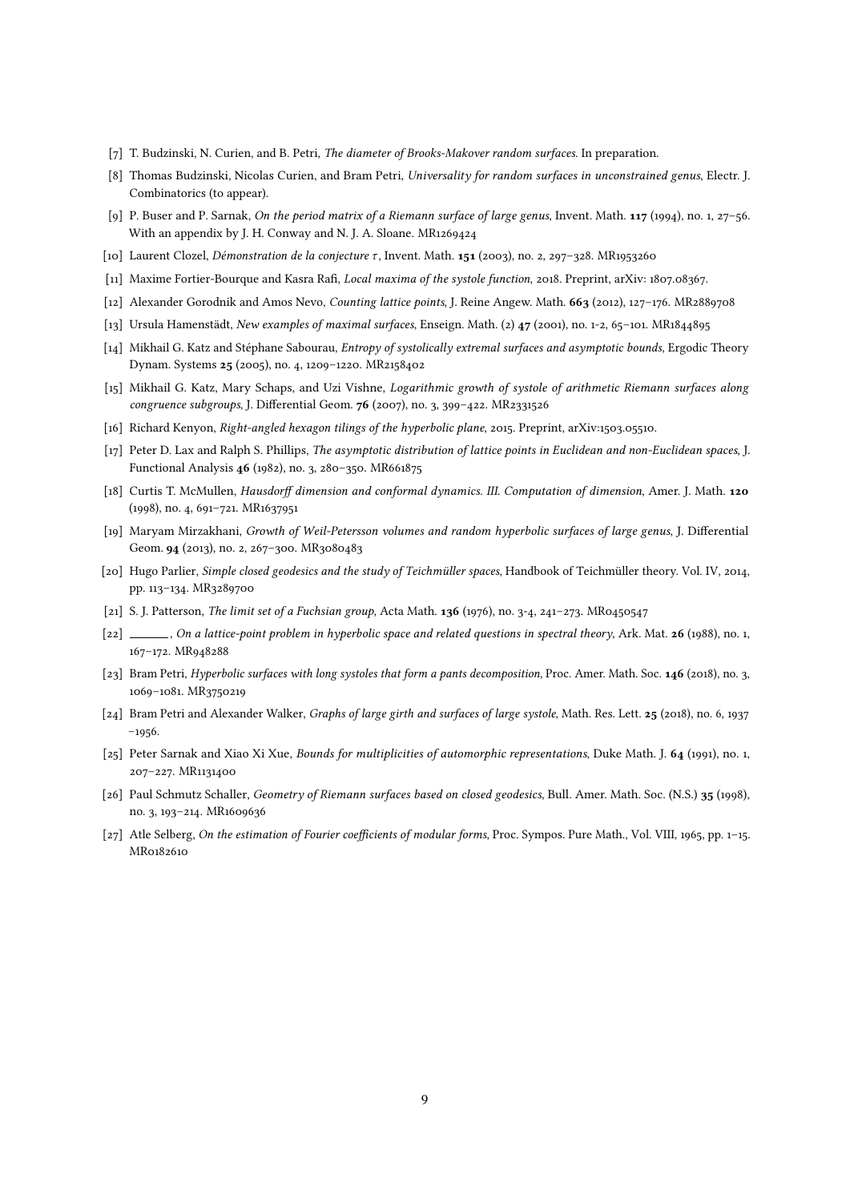[7] T. Budzinski, N. Curien, and B. Petri, *The diameter of Brooks-Makover random surfaces*. In preparation.

[8] Thomas Budzinski, Nicolas Curien, and Bram Petri, *Universality for random surfaces in unconstrained genus*, Electr. J. Combinatorics (to appear).

[9] P. Buser and P. Sarnak, *On the period matrix of a Riemann surface of large genus*, Invent. Math. **117** (1994), no. 1, 27–56. With an appendix by J. H. Conway and N. J. A. Sloane. MR1269424

[10] Laurent Clozel, *Démonstration de la conjecture $\tau$*, Invent. Math. **151** (2003), no. 2, 297–328. MR1953260

[11] Maxime Fortier-Bourque and Kasra Rafi, *Local maxima of the systole function*, 2018. Preprint, arXiv: 1807.08367.

[12] Alexander Gorodnik and Amos Nevo, *Counting lattice points*, J. Reine Angew. Math. **663** (2012), 127–176. MR2889708

[13] Ursula Hamenstädt, *New examples of maximal surfaces*, Enseign. Math. (2) **47** (2001), no. 1-2, 65–101. MR1844895

[14] Mikhail G. Katz and Stéphane Sabourau, *Entropy of systolically extremal surfaces and asymptotic bounds*, Ergodic Theory Dynam. Systems **25** (2005), no. 4, 1209–1220. MR2158402

[15] Mikhail G. Katz, Mary Schaps, and Uzi Vishne, *Logarithmic growth of systole of arithmetic Riemann surfaces along congruence subgroups*, J. Differential Geom. **76** (2007), no. 3, 399–422. MR2331526

[16] Richard Kenyon, *Right-angled hexagon tilings of the hyperbolic plane*, 2015. Preprint, arXiv:1503.05510.

[17] Peter D. Lax and Ralph S. Phillips, *The asymptotic distribution of lattice points in Euclidean and non-Euclidean spaces*, J. Functional Analysis **46** (1982), no. 3, 280–350. MR661875

[18] Curtis T. McMullen, *Hausdorff dimension and conformal dynamics. III. Computation of dimension*, Amer. J. Math. **120** (1998), no. 4, 691–721. MR1637951

[19] Maryam Mirzakhani, *Growth of Weil-Petersson volumes and random hyperbolic surfaces of large genus*, J. Differential Geom. **94** (2013), no. 2, 267–300. MR3080483

[20] Hugo Parlier, *Simple closed geodesics and the study of Teichmüller spaces*, Handbook of Teichmüller theory. Vol. IV, 2014, pp. 113–134. MR3289700

[21] S. J. Patterson, *The limit set of a Fuchsian group*, Acta Math. **136** (1976), no. 3-4, 241–273. MR0450547

[22] ______, *On a lattice-point problem in hyperbolic space and related questions in spectral theory*, Ark. Mat. **26** (1988), no. 1, 167–172. MR948288

[23] Bram Petri, *Hyperbolic surfaces with long systoles that form a pants decomposition*, Proc. Amer. Math. Soc. **146** (2018), no. 3, 1069–1081. MR3750219

[24] Bram Petri and Alexander Walker, *Graphs of large girth and surfaces of large systole*, Math. Res. Lett. **25** (2018), no. 6, 1937–1956.

[25] Peter Sarnak and Xiao Xi Xue, *Bounds for multiplicities of automorphic representations*, Duke Math. J. **64** (1991), no. 1, 207–227. MR1131400

[26] Paul Schmutz Schaller, *Geometry of Riemann surfaces based on closed geodesics*, Bull. Amer. Math. Soc. (N.S.) **35** (1998), no. 3, 193–214. MR1609636

[27] Atle Selberg, *On the estimation of Fourier coefficients of modular forms*, Proc. Sympos. Pure Math., Vol. VIII, 1965, pp. 1–15. MR0182610